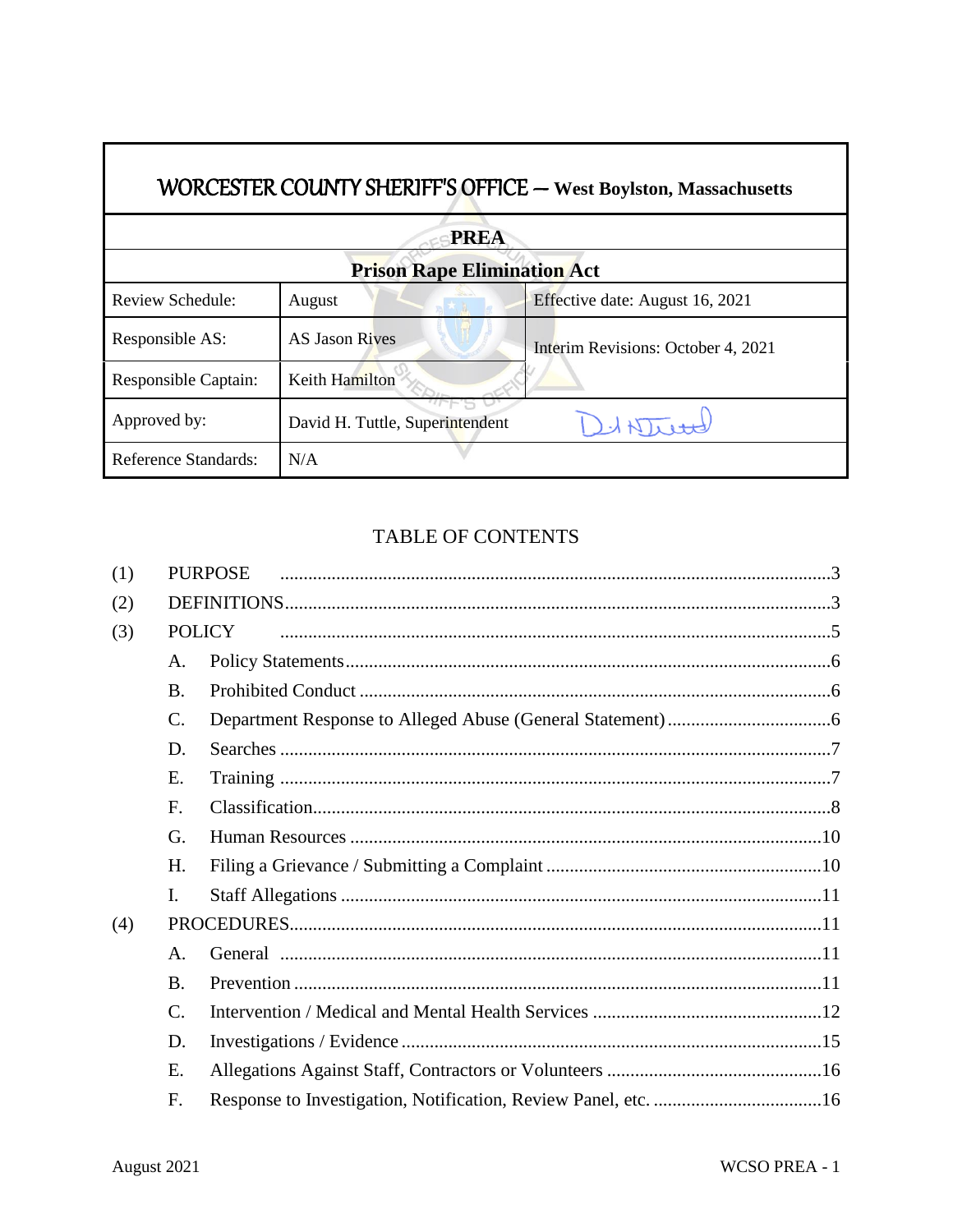# WORCESTER COUNTY SHERIFF'S OFFICE – West Boylston, Massachusetts

| PREA | | |
|---|---|---|
| **Prison Rape Elimination Act** | | |
| Review Schedule: | August | Effective date: August 16, 2021 |
| Responsible AS: | AS Jason Rives | Interim Revisions: October 4, 2021 |
| Responsible Captain: | Keith Hamilton | |
| Approved by: | David H. Tuttle, Superintendent | |
| Reference Standards: | N/A | |

## TABLE OF CONTENTS

(1) PURPOSE ....................................................................................................3

(2) DEFINITIONS...............................................................................................3

(3) POLICY ....................................................................................................5

- A. Policy Statements ......................................................................................6
- B. Prohibited Conduct ....................................................................................6
- C. Department Response to Alleged Abuse (General Statement) ...................6
- D. Searches .....................................................................................................7
- E. Training ......................................................................................................7
- F. Classification...............................................................................................8
- G. Human Resources ....................................................................................10
- H. Filing a Grievance / Submitting a Complaint ...........................................10
- I. Staff Allegations ........................................................................................11

(4) PROCEDURES...............................................................................................11

- A. General ....................................................................................................11
- B. Prevention .................................................................................................11
- C. Intervention / Medical and Mental Health Services ..................................12
- D. Investigations / Evidence ..........................................................................15
- E. Allegations Against Staff, Contractors or Volunteers ..............................16
- F. Response to Investigation, Notification, Review Panel, etc. ....................16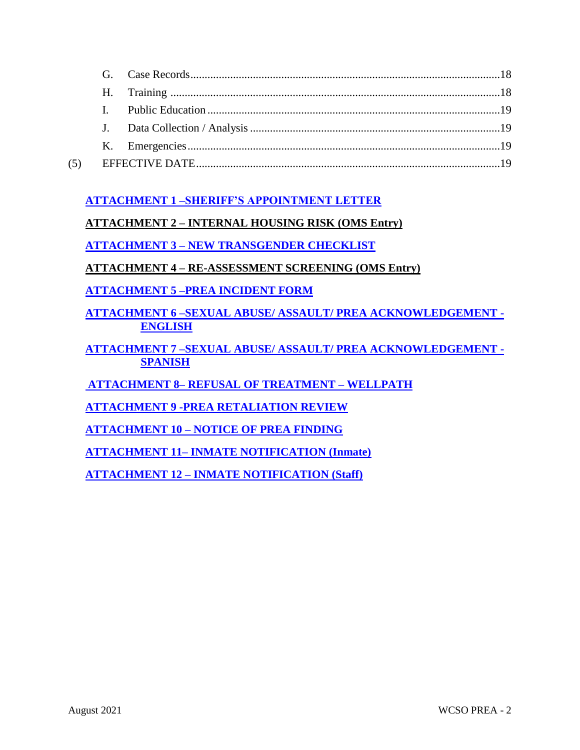G. Case Records....................................................................................................18

H. Training ........................................................................................................18

I. Public Education .............................................................................................19

J. Data Collection / Analysis ...............................................................................19

K. Emergencies....................................................................................................19

(5) EFFECTIVE DATE.................................................................................................19

**ATTACHMENT 1 –SHERIFF'S APPOINTMENT LETTER**

**ATTACHMENT 2 – INTERNAL HOUSING RISK (OMS Entry)**

**ATTACHMENT 3 – NEW TRANSGENDER CHECKLIST**

**ATTACHMENT 4 – RE-ASSESSMENT SCREENING (OMS Entry)**

**ATTACHMENT 5 –PREA INCIDENT FORM**

**ATTACHMENT 6 –SEXUAL ABUSE/ ASSAULT/ PREA ACKNOWLEDGEMENT - ENGLISH**

**ATTACHMENT 7 –SEXUAL ABUSE/ ASSAULT/ PREA ACKNOWLEDGEMENT - SPANISH**

**ATTACHMENT 8– REFUSAL OF TREATMENT – WELLPATH**

**ATTACHMENT 9 -PREA RETALIATION REVIEW**

**ATTACHMENT 10 – NOTICE OF PREA FINDING**

**ATTACHMENT 11– INMATE NOTIFICATION (Inmate)**

**ATTACHMENT 12 – INMATE NOTIFICATION (Staff)**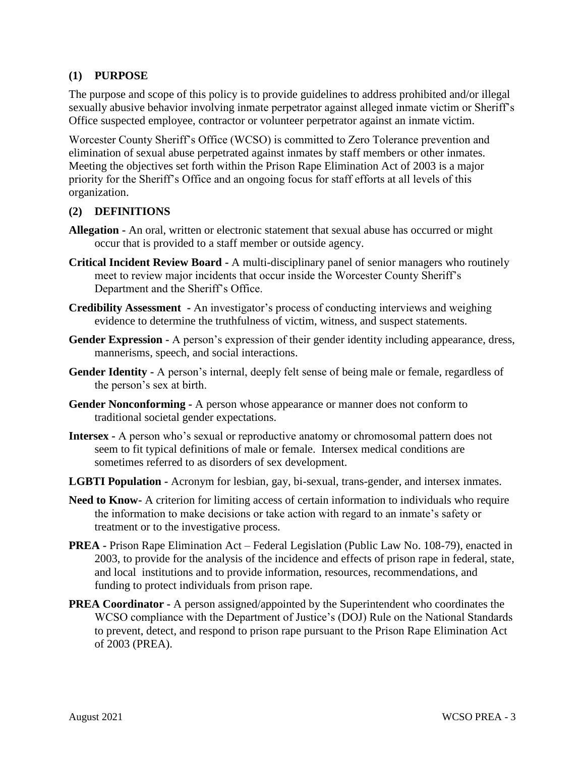## (1) PURPOSE

The purpose and scope of this policy is to provide guidelines to address prohibited and/or illegal sexually abusive behavior involving inmate perpetrator against alleged inmate victim or Sheriff's Office suspected employee, contractor or volunteer perpetrator against an inmate victim.

Worcester County Sheriff's Office (WCSO) is committed to Zero Tolerance prevention and elimination of sexual abuse perpetrated against inmates by staff members or other inmates. Meeting the objectives set forth within the Prison Rape Elimination Act of 2003 is a major priority for the Sheriff's Office and an ongoing focus for staff efforts at all levels of this organization.

## (2) DEFINITIONS

**Allegation -** An oral, written or electronic statement that sexual abuse has occurred or might occur that is provided to a staff member or outside agency.

**Critical Incident Review Board -** A multi-disciplinary panel of senior managers who routinely meet to review major incidents that occur inside the Worcester County Sheriff's Department and the Sheriff's Office.

**Credibility Assessment -** An investigator's process of conducting interviews and weighing evidence to determine the truthfulness of victim, witness, and suspect statements.

**Gender Expression -** A person's expression of their gender identity including appearance, dress, mannerisms, speech, and social interactions.

**Gender Identity -** A person's internal, deeply felt sense of being male or female, regardless of the person's sex at birth.

**Gender Nonconforming -** A person whose appearance or manner does not conform to traditional societal gender expectations.

**Intersex -** A person who's sexual or reproductive anatomy or chromosomal pattern does not seem to fit typical definitions of male or female. Intersex medical conditions are sometimes referred to as disorders of sex development.

**LGBTI Population -** Acronym for lesbian, gay, bi-sexual, trans-gender, and intersex inmates.

**Need to Know-** A criterion for limiting access of certain information to individuals who require the information to make decisions or take action with regard to an inmate's safety or treatment or to the investigative process.

**PREA -** Prison Rape Elimination Act – Federal Legislation (Public Law No. 108-79), enacted in 2003, to provide for the analysis of the incidence and effects of prison rape in federal, state, and local institutions and to provide information, resources, recommendations, and funding to protect individuals from prison rape.

**PREA Coordinator -** A person assigned/appointed by the Superintendent who coordinates the WCSO compliance with the Department of Justice's (DOJ) Rule on the National Standards to prevent, detect, and respond to prison rape pursuant to the Prison Rape Elimination Act of 2003 (PREA).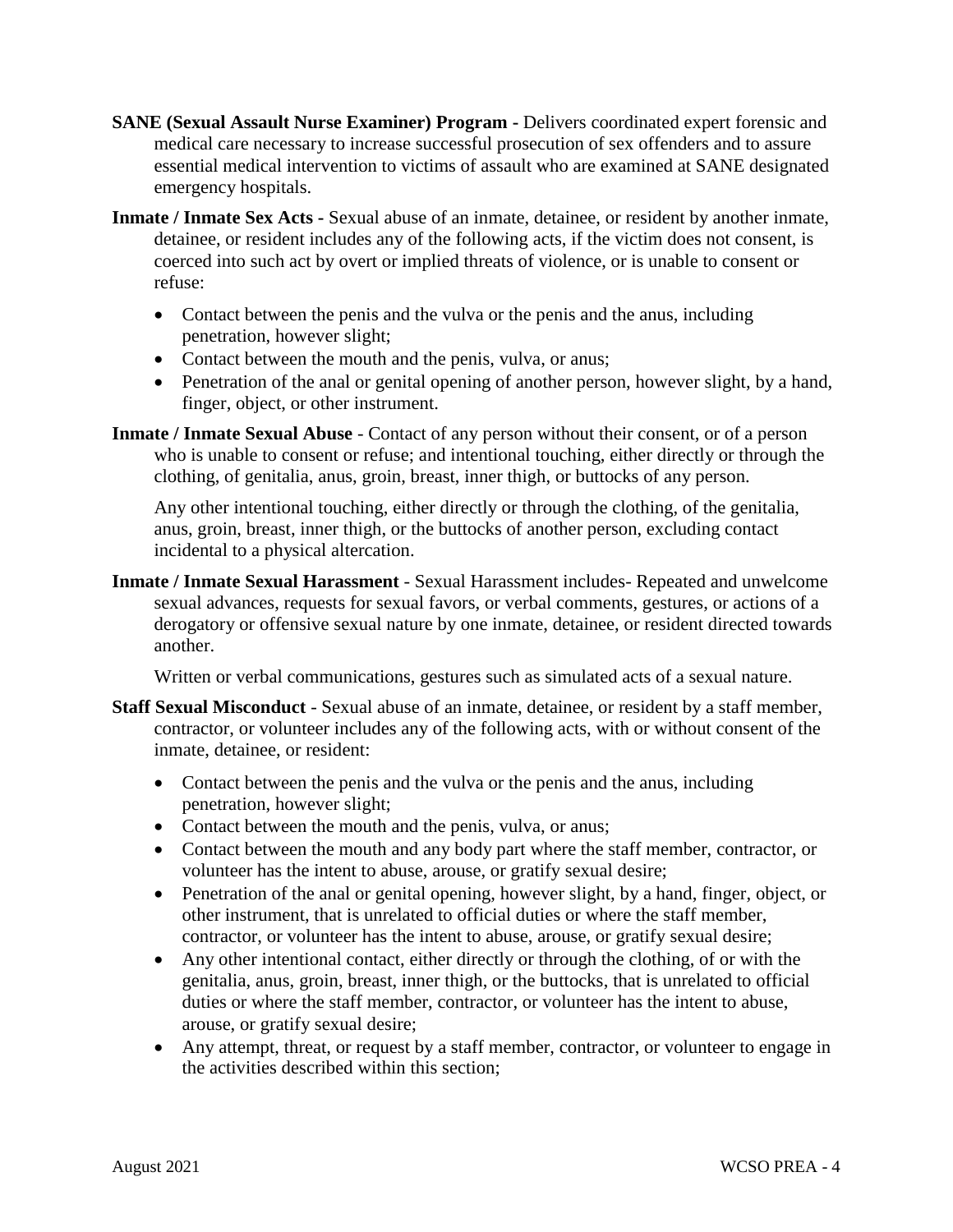**SANE (Sexual Assault Nurse Examiner) Program -** Delivers coordinated expert forensic and medical care necessary to increase successful prosecution of sex offenders and to assure essential medical intervention to victims of assault who are examined at SANE designated emergency hospitals.

**Inmate / Inmate Sex Acts -** Sexual abuse of an inmate, detainee, or resident by another inmate, detainee, or resident includes any of the following acts, if the victim does not consent, is coerced into such act by overt or implied threats of violence, or is unable to consent or refuse:

- Contact between the penis and the vulva or the penis and the anus, including penetration, however slight;
- Contact between the mouth and the penis, vulva, or anus;
- Penetration of the anal or genital opening of another person, however slight, by a hand, finger, object, or other instrument.

**Inmate / Inmate Sexual Abuse** - Contact of any person without their consent, or of a person who is unable to consent or refuse; and intentional touching, either directly or through the clothing, of genitalia, anus, groin, breast, inner thigh, or buttocks of any person.

Any other intentional touching, either directly or through the clothing, of the genitalia, anus, groin, breast, inner thigh, or the buttocks of another person, excluding contact incidental to a physical altercation.

**Inmate / Inmate Sexual Harassment** - Sexual Harassment includes- Repeated and unwelcome sexual advances, requests for sexual favors, or verbal comments, gestures, or actions of a derogatory or offensive sexual nature by one inmate, detainee, or resident directed towards another.

Written or verbal communications, gestures such as simulated acts of a sexual nature.

**Staff Sexual Misconduct** - Sexual abuse of an inmate, detainee, or resident by a staff member, contractor, or volunteer includes any of the following acts, with or without consent of the inmate, detainee, or resident:

- Contact between the penis and the vulva or the penis and the anus, including penetration, however slight;
- Contact between the mouth and the penis, vulva, or anus;
- Contact between the mouth and any body part where the staff member, contractor, or volunteer has the intent to abuse, arouse, or gratify sexual desire;
- Penetration of the anal or genital opening, however slight, by a hand, finger, object, or other instrument, that is unrelated to official duties or where the staff member, contractor, or volunteer has the intent to abuse, arouse, or gratify sexual desire;
- Any other intentional contact, either directly or through the clothing, of or with the genitalia, anus, groin, breast, inner thigh, or the buttocks, that is unrelated to official duties or where the staff member, contractor, or volunteer has the intent to abuse, arouse, or gratify sexual desire;
- Any attempt, threat, or request by a staff member, contractor, or volunteer to engage in the activities described within this section;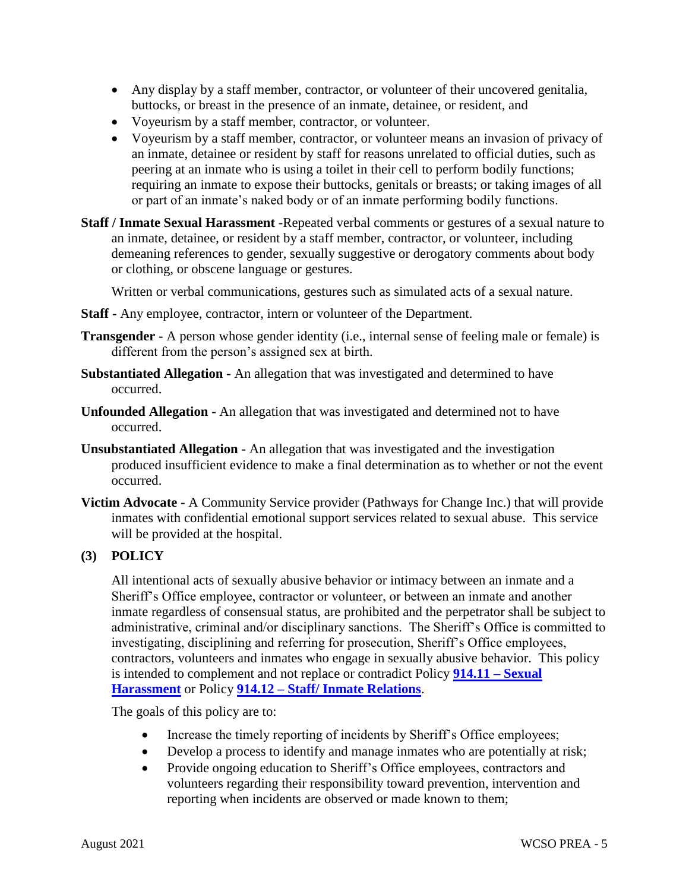- Any display by a staff member, contractor, or volunteer of their uncovered genitalia, buttocks, or breast in the presence of an inmate, detainee, or resident, and
- Voyeurism by a staff member, contractor, or volunteer.
- Voyeurism by a staff member, contractor, or volunteer means an invasion of privacy of an inmate, detainee or resident by staff for reasons unrelated to official duties, such as peering at an inmate who is using a toilet in their cell to perform bodily functions; requiring an inmate to expose their buttocks, genitals or breasts; or taking images of all or part of an inmate's naked body or of an inmate performing bodily functions.

**Staff / Inmate Sexual Harassment** -Repeated verbal comments or gestures of a sexual nature to an inmate, detainee, or resident by a staff member, contractor, or volunteer, including demeaning references to gender, sexually suggestive or derogatory comments about body or clothing, or obscene language or gestures.

Written or verbal communications, gestures such as simulated acts of a sexual nature.

**Staff -** Any employee, contractor, intern or volunteer of the Department.

**Transgender -** A person whose gender identity (i.e., internal sense of feeling male or female) is different from the person's assigned sex at birth.

**Substantiated Allegation -** An allegation that was investigated and determined to have occurred.

**Unfounded Allegation -** An allegation that was investigated and determined not to have occurred.

**Unsubstantiated Allegation -** An allegation that was investigated and the investigation produced insufficient evidence to make a final determination as to whether or not the event occurred.

**Victim Advocate -** A Community Service provider (Pathways for Change Inc.) that will provide inmates with confidential emotional support services related to sexual abuse. This service will be provided at the hospital.

## (3) POLICY

All intentional acts of sexually abusive behavior or intimacy between an inmate and a Sheriff's Office employee, contractor or volunteer, or between an inmate and another inmate regardless of consensual status, are prohibited and the perpetrator shall be subject to administrative, criminal and/or disciplinary sanctions. The Sheriff's Office is committed to investigating, disciplining and referring for prosecution, Sheriff's Office employees, contractors, volunteers and inmates who engage in sexually abusive behavior. This policy is intended to complement and not replace or contradict Policy **914.11 – Sexual Harassment** or Policy **914.12 – Staff/ Inmate Relations**.

The goals of this policy are to:

- Increase the timely reporting of incidents by Sheriff's Office employees;
- Develop a process to identify and manage inmates who are potentially at risk;
- Provide ongoing education to Sheriff's Office employees, contractors and volunteers regarding their responsibility toward prevention, intervention and reporting when incidents are observed or made known to them;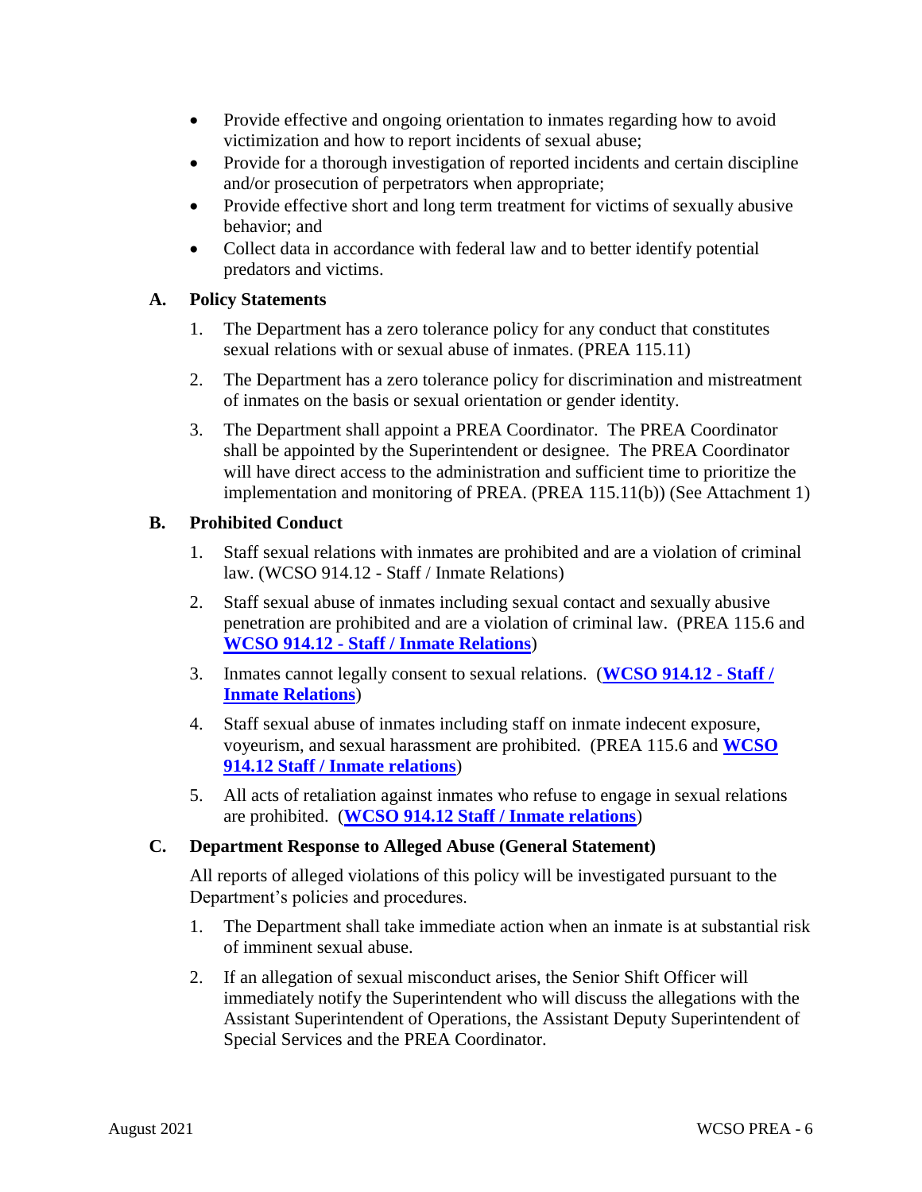- Provide effective and ongoing orientation to inmates regarding how to avoid victimization and how to report incidents of sexual abuse;
- Provide for a thorough investigation of reported incidents and certain discipline and/or prosecution of perpetrators when appropriate;
- Provide effective short and long term treatment for victims of sexually abusive behavior; and
- Collect data in accordance with federal law and to better identify potential predators and victims.

**A. Policy Statements**

1. The Department has a zero tolerance policy for any conduct that constitutes sexual relations with or sexual abuse of inmates. (PREA 115.11)

2. The Department has a zero tolerance policy for discrimination and mistreatment of inmates on the basis or sexual orientation or gender identity.

3. The Department shall appoint a PREA Coordinator. The PREA Coordinator shall be appointed by the Superintendent or designee. The PREA Coordinator will have direct access to the administration and sufficient time to prioritize the implementation and monitoring of PREA. (PREA 115.11(b)) (See Attachment 1)

**B. Prohibited Conduct**

1. Staff sexual relations with inmates are prohibited and are a violation of criminal law. (WCSO 914.12 - Staff / Inmate Relations)

2. Staff sexual abuse of inmates including sexual contact and sexually abusive penetration are prohibited and are a violation of criminal law. (PREA 115.6 and **WCSO 914.12 - Staff / Inmate Relations**)

3. Inmates cannot legally consent to sexual relations. (**WCSO 914.12 - Staff / Inmate Relations**)

4. Staff sexual abuse of inmates including staff on inmate indecent exposure, voyeurism, and sexual harassment are prohibited. (PREA 115.6 and **WCSO 914.12 Staff / Inmate relations**)

5. All acts of retaliation against inmates who refuse to engage in sexual relations are prohibited. (**WCSO 914.12 Staff / Inmate relations**)

**C. Department Response to Alleged Abuse (General Statement)**

All reports of alleged violations of this policy will be investigated pursuant to the Department's policies and procedures.

1. The Department shall take immediate action when an inmate is at substantial risk of imminent sexual abuse.

2. If an allegation of sexual misconduct arises, the Senior Shift Officer will immediately notify the Superintendent who will discuss the allegations with the Assistant Superintendent of Operations, the Assistant Deputy Superintendent of Special Services and the PREA Coordinator.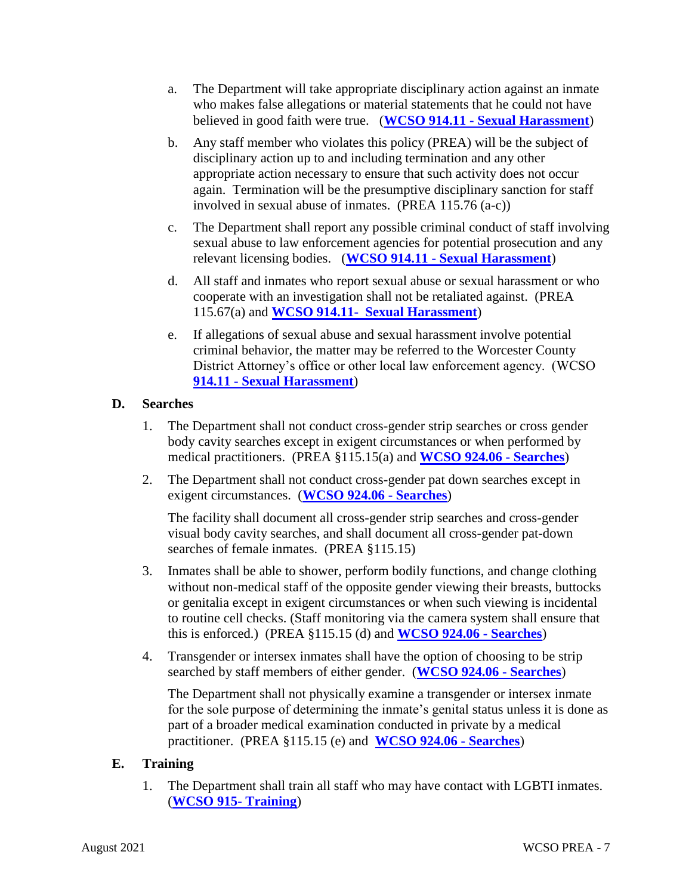a. The Department will take appropriate disciplinary action against an inmate who makes false allegations or material statements that he could not have believed in good faith were true. (**WCSO 914.11 - Sexual Harassment**)

b. Any staff member who violates this policy (PREA) will be the subject of disciplinary action up to and including termination and any other appropriate action necessary to ensure that such activity does not occur again. Termination will be the presumptive disciplinary sanction for staff involved in sexual abuse of inmates. (PREA 115.76 (a-c))

c. The Department shall report any possible criminal conduct of staff involving sexual abuse to law enforcement agencies for potential prosecution and any relevant licensing bodies. (**WCSO 914.11 - Sexual Harassment**)

d. All staff and inmates who report sexual abuse or sexual harassment or who cooperate with an investigation shall not be retaliated against. (PREA 115.67(a) and **WCSO 914.11- Sexual Harassment**)

e. If allegations of sexual abuse and sexual harassment involve potential criminal behavior, the matter may be referred to the Worcester County District Attorney's office or other local law enforcement agency. (WCSO **914.11 - Sexual Harassment**)

**D. Searches**

1. The Department shall not conduct cross-gender strip searches or cross gender body cavity searches except in exigent circumstances or when performed by medical practitioners. (PREA §115.15(a) and **WCSO 924.06 - Searches**)

2. The Department shall not conduct cross-gender pat down searches except in exigent circumstances. (**WCSO 924.06 - Searches**)

   The facility shall document all cross-gender strip searches and cross-gender visual body cavity searches, and shall document all cross-gender pat-down searches of female inmates. (PREA §115.15)

3. Inmates shall be able to shower, perform bodily functions, and change clothing without non-medical staff of the opposite gender viewing their breasts, buttocks or genitalia except in exigent circumstances or when such viewing is incidental to routine cell checks. (Staff monitoring via the camera system shall ensure that this is enforced.) (PREA §115.15 (d) and **WCSO 924.06 - Searches**)

4. Transgender or intersex inmates shall have the option of choosing to be strip searched by staff members of either gender. (**WCSO 924.06 - Searches**)

   The Department shall not physically examine a transgender or intersex inmate for the sole purpose of determining the inmate's genital status unless it is done as part of a broader medical examination conducted in private by a medical practitioner. (PREA §115.15 (e) and **WCSO 924.06 - Searches**)

**E. Training**

1. The Department shall train all staff who may have contact with LGBTI inmates. (**WCSO 915- Training**)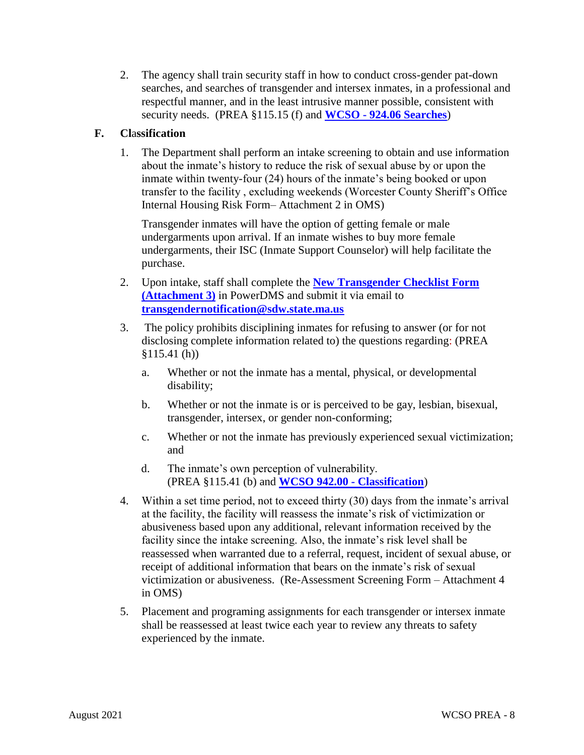2. The agency shall train security staff in how to conduct cross-gender pat-down searches, and searches of transgender and intersex inmates, in a professional and respectful manner, and in the least intrusive manner possible, consistent with security needs. (PREA §115.15 (f) and **WCSO - 924.06 Searches**)

## F. Classification

1. The Department shall perform an intake screening to obtain and use information about the inmate's history to reduce the risk of sexual abuse by or upon the inmate within twenty-four (24) hours of the inmate's being booked or upon transfer to the facility , excluding weekends (Worcester County Sheriff's Office Internal Housing Risk Form– Attachment 2 in OMS)

   Transgender inmates will have the option of getting female or male undergarments upon arrival. If an inmate wishes to buy more female undergarments, their ISC (Inmate Support Counselor) will help facilitate the purchase.

2. Upon intake, staff shall complete the **New Transgender Checklist Form (Attachment 3)** in PowerDMS and submit it via email to **transgendernotification@sdw.state.ma.us**

3. The policy prohibits disciplining inmates for refusing to answer (or for not disclosing complete information related to) the questions regarding: (PREA §115.41 (h))

   a. Whether or not the inmate has a mental, physical, or developmental disability;

   b. Whether or not the inmate is or is perceived to be gay, lesbian, bisexual, transgender, intersex, or gender non-conforming;

   c. Whether or not the inmate has previously experienced sexual victimization; and

   d. The inmate's own perception of vulnerability. (PREA §115.41 (b) and **WCSO 942.00 - Classification**)

4. Within a set time period, not to exceed thirty (30) days from the inmate's arrival at the facility, the facility will reassess the inmate's risk of victimization or abusiveness based upon any additional, relevant information received by the facility since the intake screening. Also, the inmate's risk level shall be reassessed when warranted due to a referral, request, incident of sexual abuse, or receipt of additional information that bears on the inmate's risk of sexual victimization or abusiveness. (Re-Assessment Screening Form – Attachment 4 in OMS)

5. Placement and programing assignments for each transgender or intersex inmate shall be reassessed at least twice each year to review any threats to safety experienced by the inmate.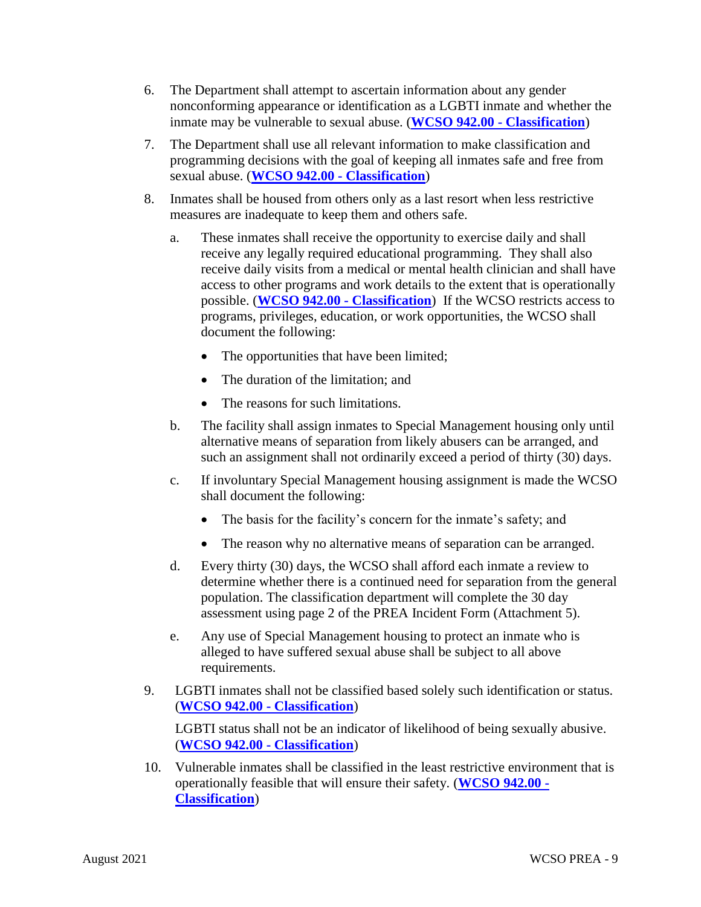6. The Department shall attempt to ascertain information about any gender nonconforming appearance or identification as a LGBTI inmate and whether the inmate may be vulnerable to sexual abuse. (**WCSO 942.00 - Classification**)

7. The Department shall use all relevant information to make classification and programming decisions with the goal of keeping all inmates safe and free from sexual abuse. (**WCSO 942.00 - Classification**)

8. Inmates shall be housed from others only as a last resort when less restrictive measures are inadequate to keep them and others safe.

   a. These inmates shall receive the opportunity to exercise daily and shall receive any legally required educational programming. They shall also receive daily visits from a medical or mental health clinician and shall have access to other programs and work details to the extent that is operationally possible. (**WCSO 942.00 - Classification**) If the WCSO restricts access to programs, privileges, education, or work opportunities, the WCSO shall document the following:

      - The opportunities that have been limited;
      - The duration of the limitation; and
      - The reasons for such limitations.

   b. The facility shall assign inmates to Special Management housing only until alternative means of separation from likely abusers can be arranged, and such an assignment shall not ordinarily exceed a period of thirty (30) days.

   c. If involuntary Special Management housing assignment is made the WCSO shall document the following:

      - The basis for the facility's concern for the inmate's safety; and
      - The reason why no alternative means of separation can be arranged.

   d. Every thirty (30) days, the WCSO shall afford each inmate a review to determine whether there is a continued need for separation from the general population. The classification department will complete the 30 day assessment using page 2 of the PREA Incident Form (Attachment 5).

   e. Any use of Special Management housing to protect an inmate who is alleged to have suffered sexual abuse shall be subject to all above requirements.

9. LGBTI inmates shall not be classified based solely such identification or status. (**WCSO 942.00 - Classification**)

   LGBTI status shall not be an indicator of likelihood of being sexually abusive. (**WCSO 942.00 - Classification**)

10. Vulnerable inmates shall be classified in the least restrictive environment that is operationally feasible that will ensure their safety. (**WCSO 942.00 - Classification**)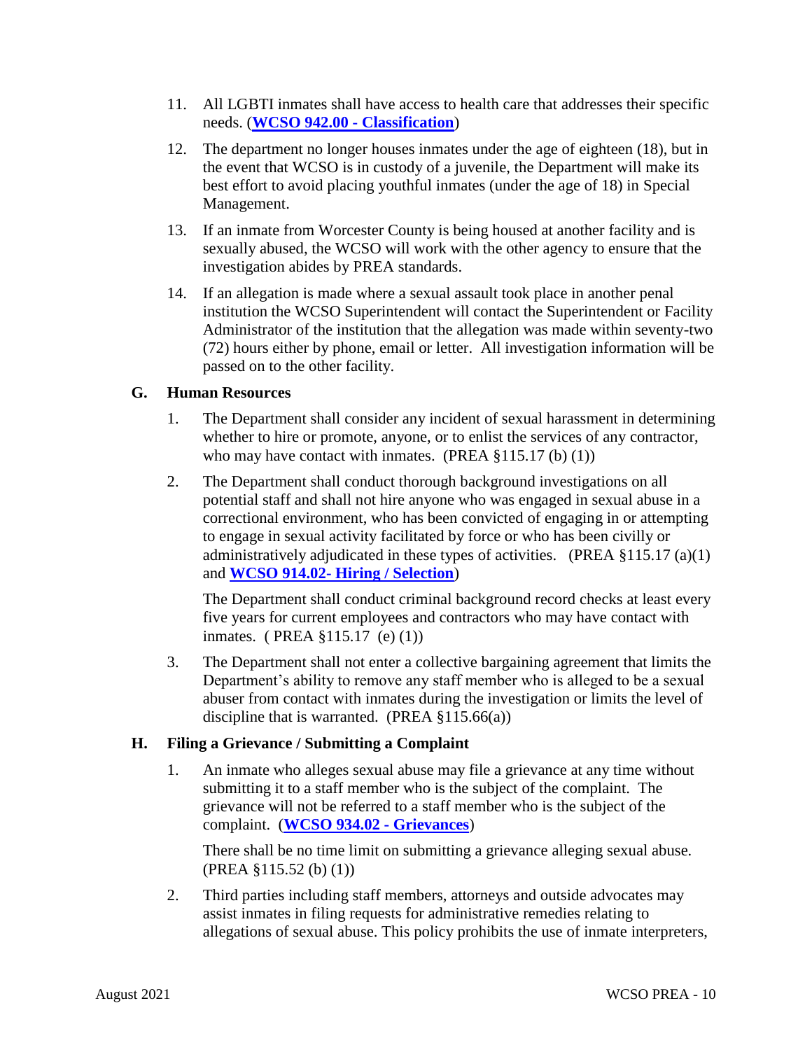11. All LGBTI inmates shall have access to health care that addresses their specific needs. (**WCSO 942.00 - Classification**)

12. The department no longer houses inmates under the age of eighteen (18), but in the event that WCSO is in custody of a juvenile, the Department will make its best effort to avoid placing youthful inmates (under the age of 18) in Special Management.

13. If an inmate from Worcester County is being housed at another facility and is sexually abused, the WCSO will work with the other agency to ensure that the investigation abides by PREA standards.

14. If an allegation is made where a sexual assault took place in another penal institution the WCSO Superintendent will contact the Superintendent or Facility Administrator of the institution that the allegation was made within seventy-two (72) hours either by phone, email or letter. All investigation information will be passed on to the other facility.

## G. Human Resources

1. The Department shall consider any incident of sexual harassment in determining whether to hire or promote, anyone, or to enlist the services of any contractor, who may have contact with inmates. (PREA §115.17 (b) (1))

2. The Department shall conduct thorough background investigations on all potential staff and shall not hire anyone who was engaged in sexual abuse in a correctional environment, who has been convicted of engaging in or attempting to engage in sexual activity facilitated by force or who has been civilly or administratively adjudicated in these types of activities. (PREA §115.17 (a)(1) and **WCSO 914.02- Hiring / Selection**)

   The Department shall conduct criminal background record checks at least every five years for current employees and contractors who may have contact with inmates. ( PREA §115.17 (e) (1))

3. The Department shall not enter a collective bargaining agreement that limits the Department's ability to remove any staff member who is alleged to be a sexual abuser from contact with inmates during the investigation or limits the level of discipline that is warranted. (PREA §115.66(a))

## H. Filing a Grievance / Submitting a Complaint

1. An inmate who alleges sexual abuse may file a grievance at any time without submitting it to a staff member who is the subject of the complaint. The grievance will not be referred to a staff member who is the subject of the complaint. (**WCSO 934.02 - Grievances**)

   There shall be no time limit on submitting a grievance alleging sexual abuse. (PREA §115.52 (b) (1))

2. Third parties including staff members, attorneys and outside advocates may assist inmates in filing requests for administrative remedies relating to allegations of sexual abuse. This policy prohibits the use of inmate interpreters,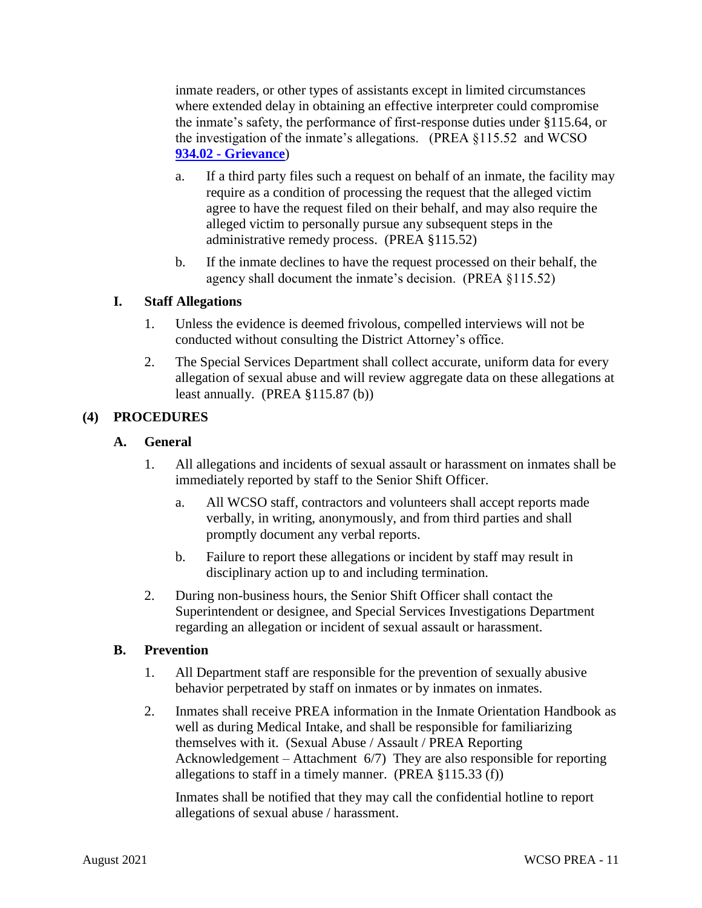inmate readers, or other types of assistants except in limited circumstances where extended delay in obtaining an effective interpreter could compromise the inmate's safety, the performance of first-response duties under §115.64, or the investigation of the inmate's allegations. (PREA §115.52 and WCSO **934.02 - Grievance**)

a. If a third party files such a request on behalf of an inmate, the facility may require as a condition of processing the request that the alleged victim agree to have the request filed on their behalf, and may also require the alleged victim to personally pursue any subsequent steps in the administrative remedy process. (PREA §115.52)

b. If the inmate declines to have the request processed on their behalf, the agency shall document the inmate's decision. (PREA §115.52)

### I. Staff Allegations

1. Unless the evidence is deemed frivolous, compelled interviews will not be conducted without consulting the District Attorney's office.

2. The Special Services Department shall collect accurate, uniform data for every allegation of sexual abuse and will review aggregate data on these allegations at least annually. (PREA §115.87 (b))

## (4) PROCEDURES

### A. General

1. All allegations and incidents of sexual assault or harassment on inmates shall be immediately reported by staff to the Senior Shift Officer.

   a. All WCSO staff, contractors and volunteers shall accept reports made verbally, in writing, anonymously, and from third parties and shall promptly document any verbal reports.

   b. Failure to report these allegations or incident by staff may result in disciplinary action up to and including termination.

2. During non-business hours, the Senior Shift Officer shall contact the Superintendent or designee, and Special Services Investigations Department regarding an allegation or incident of sexual assault or harassment.

### B. Prevention

1. All Department staff are responsible for the prevention of sexually abusive behavior perpetrated by staff on inmates or by inmates on inmates.

2. Inmates shall receive PREA information in the Inmate Orientation Handbook as well as during Medical Intake, and shall be responsible for familiarizing themselves with it. (Sexual Abuse / Assault / PREA Reporting Acknowledgement – Attachment 6/7) They are also responsible for reporting allegations to staff in a timely manner. (PREA §115.33 (f))

   Inmates shall be notified that they may call the confidential hotline to report allegations of sexual abuse / harassment.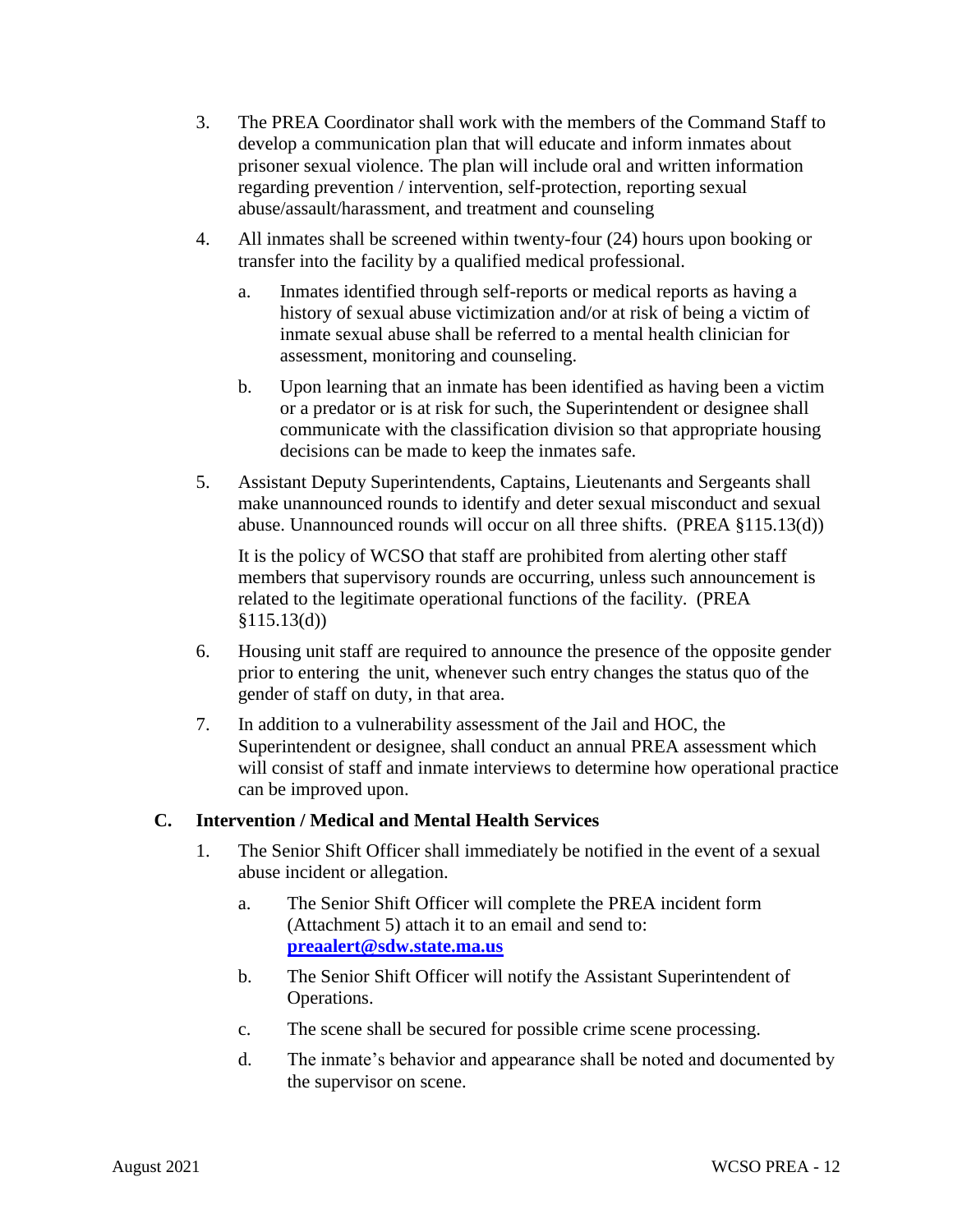3. The PREA Coordinator shall work with the members of the Command Staff to develop a communication plan that will educate and inform inmates about prisoner sexual violence. The plan will include oral and written information regarding prevention / intervention, self-protection, reporting sexual abuse/assault/harassment, and treatment and counseling

4. All inmates shall be screened within twenty-four (24) hours upon booking or transfer into the facility by a qualified medical professional.

   a. Inmates identified through self-reports or medical reports as having a history of sexual abuse victimization and/or at risk of being a victim of inmate sexual abuse shall be referred to a mental health clinician for assessment, monitoring and counseling.

   b. Upon learning that an inmate has been identified as having been a victim or a predator or is at risk for such, the Superintendent or designee shall communicate with the classification division so that appropriate housing decisions can be made to keep the inmates safe.

5. Assistant Deputy Superintendents, Captains, Lieutenants and Sergeants shall make unannounced rounds to identify and deter sexual misconduct and sexual abuse. Unannounced rounds will occur on all three shifts. (PREA §115.13(d))

   It is the policy of WCSO that staff are prohibited from alerting other staff members that supervisory rounds are occurring, unless such announcement is related to the legitimate operational functions of the facility. (PREA §115.13(d))

6. Housing unit staff are required to announce the presence of the opposite gender prior to entering the unit, whenever such entry changes the status quo of the gender of staff on duty, in that area.

7. In addition to a vulnerability assessment of the Jail and HOC, the Superintendent or designee, shall conduct an annual PREA assessment which will consist of staff and inmate interviews to determine how operational practice can be improved upon.

## C. Intervention / Medical and Mental Health Services

1. The Senior Shift Officer shall immediately be notified in the event of a sexual abuse incident or allegation.

   a. The Senior Shift Officer will complete the PREA incident form (Attachment 5) attach it to an email and send to: **[preaalert@sdw.state.ma.us](mailto:preaalert@sdw.state.ma.us)**

   b. The Senior Shift Officer will notify the Assistant Superintendent of Operations.

   c. The scene shall be secured for possible crime scene processing.

   d. The inmate's behavior and appearance shall be noted and documented by the supervisor on scene.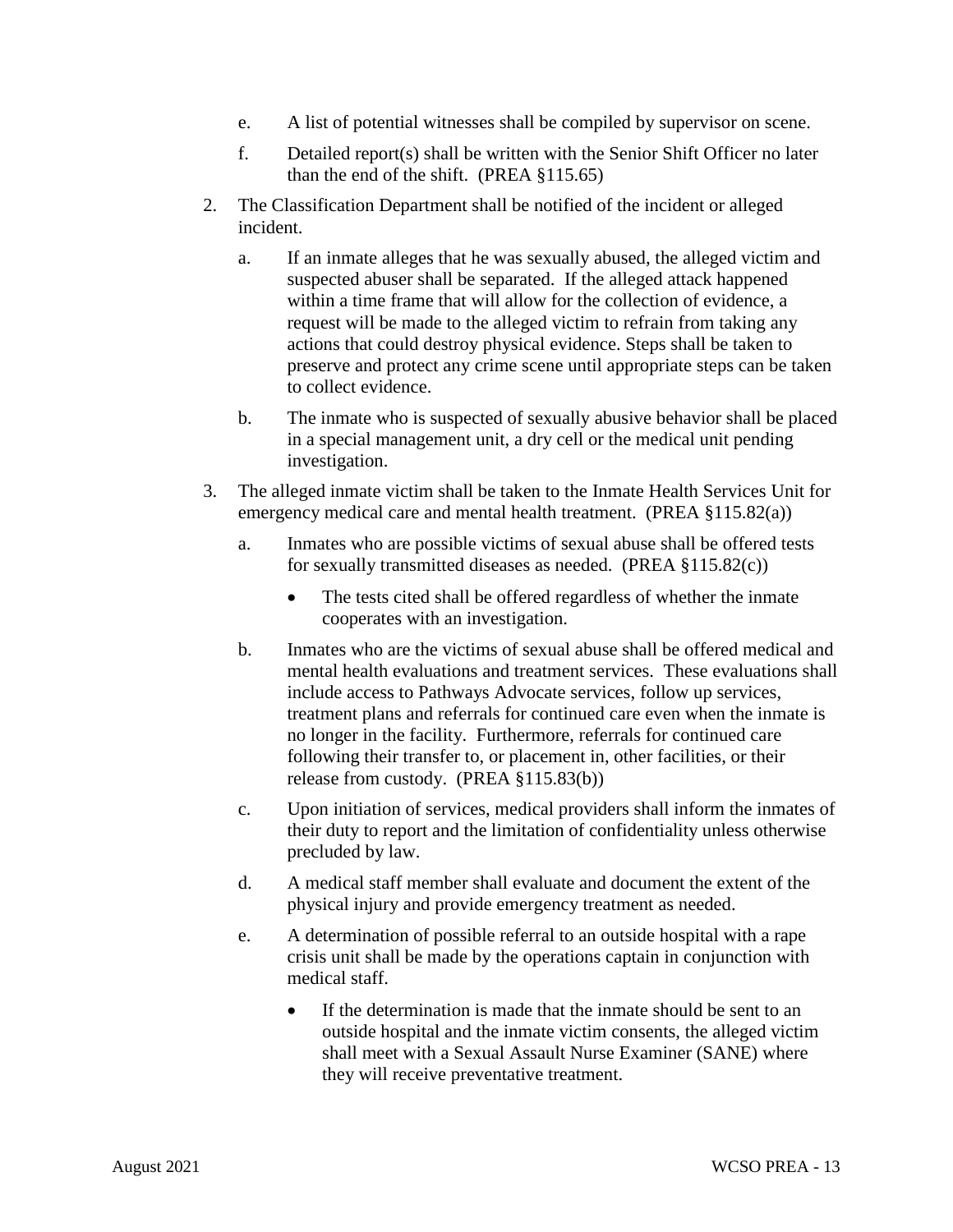e. A list of potential witnesses shall be compiled by supervisor on scene.

   f. Detailed report(s) shall be written with the Senior Shift Officer no later than the end of the shift. (PREA §115.65)

2. The Classification Department shall be notified of the incident or alleged incident.

   a. If an inmate alleges that he was sexually abused, the alleged victim and suspected abuser shall be separated. If the alleged attack happened within a time frame that will allow for the collection of evidence, a request will be made to the alleged victim to refrain from taking any actions that could destroy physical evidence. Steps shall be taken to preserve and protect any crime scene until appropriate steps can be taken to collect evidence.

   b. The inmate who is suspected of sexually abusive behavior shall be placed in a special management unit, a dry cell or the medical unit pending investigation.

3. The alleged inmate victim shall be taken to the Inmate Health Services Unit for emergency medical care and mental health treatment. (PREA §115.82(a))

   a. Inmates who are possible victims of sexual abuse shall be offered tests for sexually transmitted diseases as needed. (PREA §115.82(c))

      - The tests cited shall be offered regardless of whether the inmate cooperates with an investigation.

   b. Inmates who are the victims of sexual abuse shall be offered medical and mental health evaluations and treatment services. These evaluations shall include access to Pathways Advocate services, follow up services, treatment plans and referrals for continued care even when the inmate is no longer in the facility. Furthermore, referrals for continued care following their transfer to, or placement in, other facilities, or their release from custody. (PREA §115.83(b))

   c. Upon initiation of services, medical providers shall inform the inmates of their duty to report and the limitation of confidentiality unless otherwise precluded by law.

   d. A medical staff member shall evaluate and document the extent of the physical injury and provide emergency treatment as needed.

   e. A determination of possible referral to an outside hospital with a rape crisis unit shall be made by the operations captain in conjunction with medical staff.

      - If the determination is made that the inmate should be sent to an outside hospital and the inmate victim consents, the alleged victim shall meet with a Sexual Assault Nurse Examiner (SANE) where they will receive preventative treatment.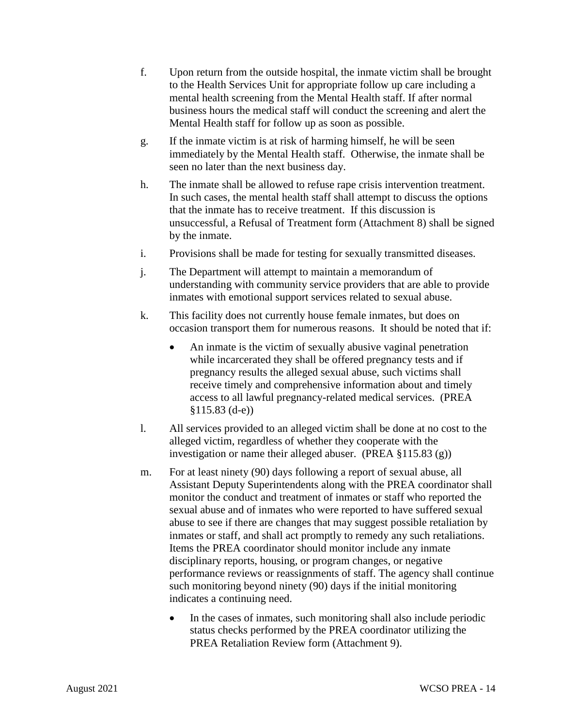f. Upon return from the outside hospital, the inmate victim shall be brought to the Health Services Unit for appropriate follow up care including a mental health screening from the Mental Health staff. If after normal business hours the medical staff will conduct the screening and alert the Mental Health staff for follow up as soon as possible.

g. If the inmate victim is at risk of harming himself, he will be seen immediately by the Mental Health staff. Otherwise, the inmate shall be seen no later than the next business day.

h. The inmate shall be allowed to refuse rape crisis intervention treatment. In such cases, the mental health staff shall attempt to discuss the options that the inmate has to receive treatment. If this discussion is unsuccessful, a Refusal of Treatment form (Attachment 8) shall be signed by the inmate.

i. Provisions shall be made for testing for sexually transmitted diseases.

j. The Department will attempt to maintain a memorandum of understanding with community service providers that are able to provide inmates with emotional support services related to sexual abuse.

k. This facility does not currently house female inmates, but does on occasion transport them for numerous reasons. It should be noted that if:

   - An inmate is the victim of sexually abusive vaginal penetration while incarcerated they shall be offered pregnancy tests and if pregnancy results the alleged sexual abuse, such victims shall receive timely and comprehensive information about and timely access to all lawful pregnancy-related medical services. (PREA §115.83 (d-e))

l. All services provided to an alleged victim shall be done at no cost to the alleged victim, regardless of whether they cooperate with the investigation or name their alleged abuser. (PREA §115.83 (g))

m. For at least ninety (90) days following a report of sexual abuse, all Assistant Deputy Superintendents along with the PREA coordinator shall monitor the conduct and treatment of inmates or staff who reported the sexual abuse and of inmates who were reported to have suffered sexual abuse to see if there are changes that may suggest possible retaliation by inmates or staff, and shall act promptly to remedy any such retaliations. Items the PREA coordinator should monitor include any inmate disciplinary reports, housing, or program changes, or negative performance reviews or reassignments of staff. The agency shall continue such monitoring beyond ninety (90) days if the initial monitoring indicates a continuing need.

   - In the cases of inmates, such monitoring shall also include periodic status checks performed by the PREA coordinator utilizing the PREA Retaliation Review form (Attachment 9).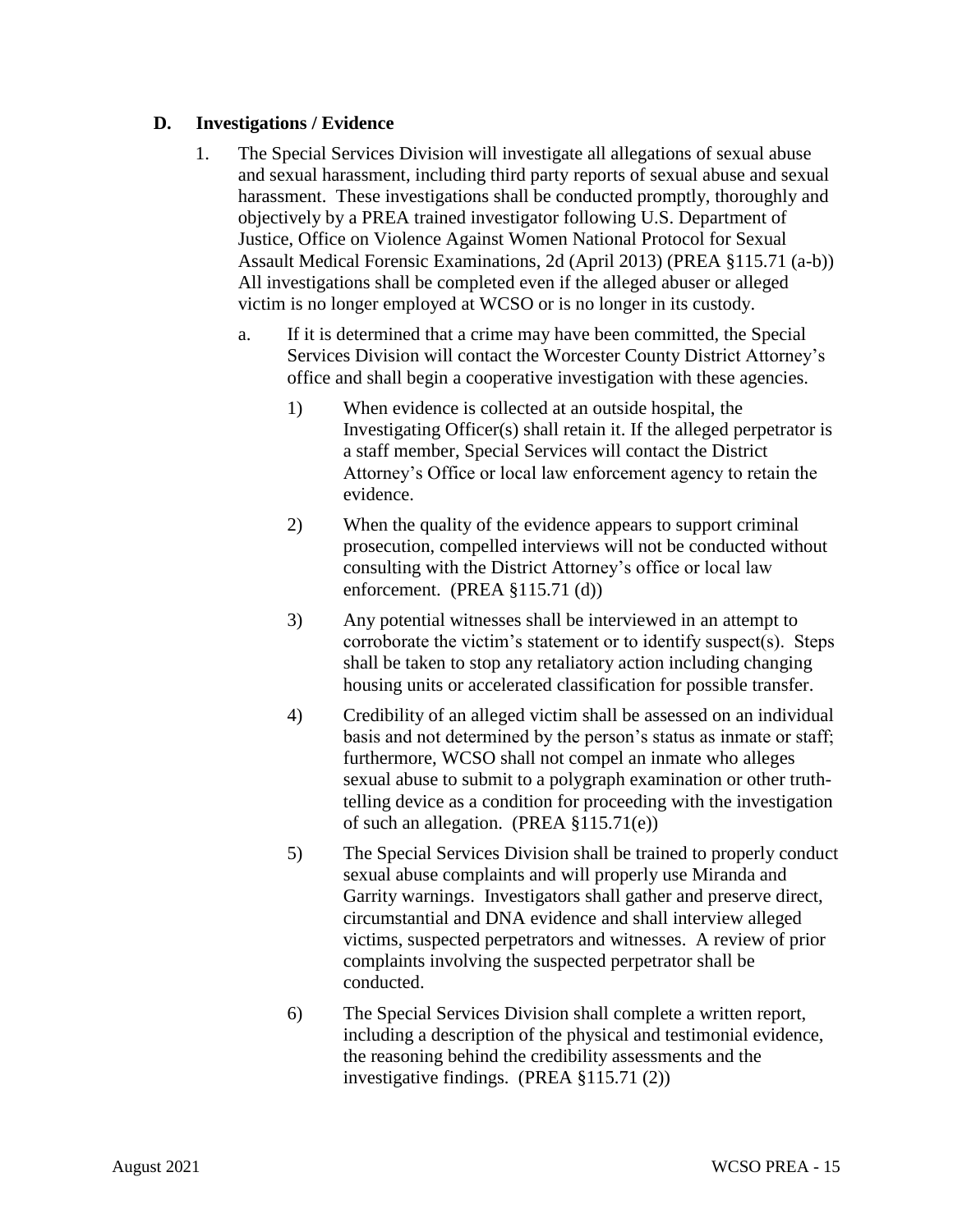### D. Investigations / Evidence

1. The Special Services Division will investigate all allegations of sexual abuse and sexual harassment, including third party reports of sexual abuse and sexual harassment. These investigations shall be conducted promptly, thoroughly and objectively by a PREA trained investigator following U.S. Department of Justice, Office on Violence Against Women National Protocol for Sexual Assault Medical Forensic Examinations, 2d (April 2013) (PREA §115.71 (a-b)) All investigations shall be completed even if the alleged abuser or alleged victim is no longer employed at WCSO or is no longer in its custody.

   a. If it is determined that a crime may have been committed, the Special Services Division will contact the Worcester County District Attorney's office and shall begin a cooperative investigation with these agencies.

      1) When evidence is collected at an outside hospital, the Investigating Officer(s) shall retain it. If the alleged perpetrator is a staff member, Special Services will contact the District Attorney's Office or local law enforcement agency to retain the evidence.

      2) When the quality of the evidence appears to support criminal prosecution, compelled interviews will not be conducted without consulting with the District Attorney's office or local law enforcement. (PREA §115.71 (d))

      3) Any potential witnesses shall be interviewed in an attempt to corroborate the victim's statement or to identify suspect(s). Steps shall be taken to stop any retaliatory action including changing housing units or accelerated classification for possible transfer.

      4) Credibility of an alleged victim shall be assessed on an individual basis and not determined by the person's status as inmate or staff; furthermore, WCSO shall not compel an inmate who alleges sexual abuse to submit to a polygraph examination or other truth-telling device as a condition for proceeding with the investigation of such an allegation. (PREA §115.71(e))

      5) The Special Services Division shall be trained to properly conduct sexual abuse complaints and will properly use Miranda and Garrity warnings. Investigators shall gather and preserve direct, circumstantial and DNA evidence and shall interview alleged victims, suspected perpetrators and witnesses. A review of prior complaints involving the suspected perpetrator shall be conducted.

      6) The Special Services Division shall complete a written report, including a description of the physical and testimonial evidence, the reasoning behind the credibility assessments and the investigative findings. (PREA §115.71 (2))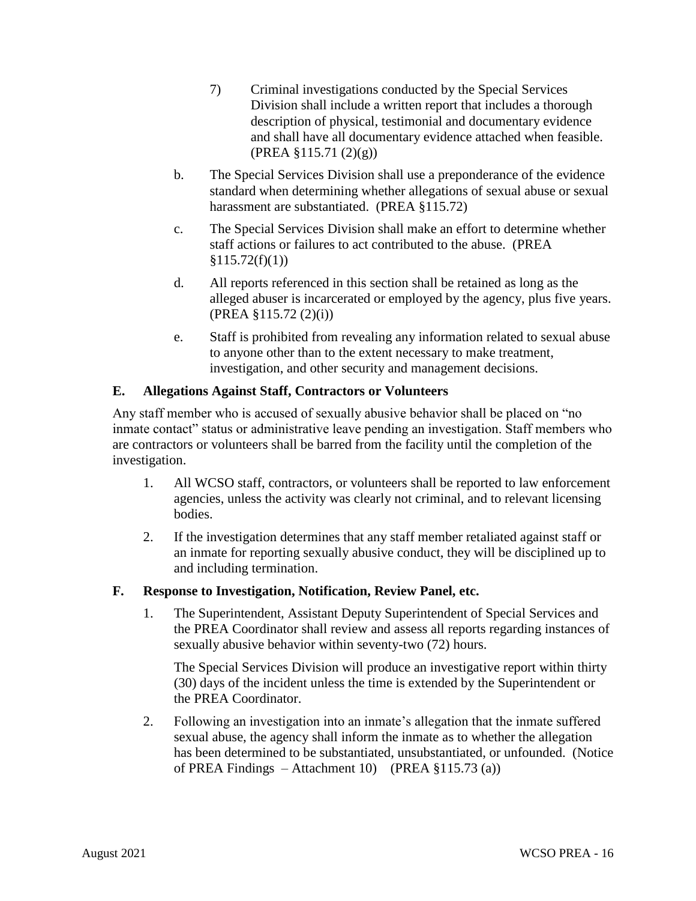7) Criminal investigations conducted by the Special Services Division shall include a written report that includes a thorough description of physical, testimonial and documentary evidence and shall have all documentary evidence attached when feasible. (PREA §115.71 (2)(g))

b. The Special Services Division shall use a preponderance of the evidence standard when determining whether allegations of sexual abuse or sexual harassment are substantiated. (PREA §115.72)

c. The Special Services Division shall make an effort to determine whether staff actions or failures to act contributed to the abuse. (PREA §115.72(f)(1))

d. All reports referenced in this section shall be retained as long as the alleged abuser is incarcerated or employed by the agency, plus five years. (PREA §115.72 (2)(i))

e. Staff is prohibited from revealing any information related to sexual abuse to anyone other than to the extent necessary to make treatment, investigation, and other security and management decisions.

### E. Allegations Against Staff, Contractors or Volunteers

Any staff member who is accused of sexually abusive behavior shall be placed on "no inmate contact" status or administrative leave pending an investigation. Staff members who are contractors or volunteers shall be barred from the facility until the completion of the investigation.

1. All WCSO staff, contractors, or volunteers shall be reported to law enforcement agencies, unless the activity was clearly not criminal, and to relevant licensing bodies.
2. If the investigation determines that any staff member retaliated against staff or an inmate for reporting sexually abusive conduct, they will be disciplined up to and including termination.

### F. Response to Investigation, Notification, Review Panel, etc.

1. The Superintendent, Assistant Deputy Superintendent of Special Services and the PREA Coordinator shall review and assess all reports regarding instances of sexually abusive behavior within seventy-two (72) hours.

   The Special Services Division will produce an investigative report within thirty (30) days of the incident unless the time is extended by the Superintendent or the PREA Coordinator.

2. Following an investigation into an inmate's allegation that the inmate suffered sexual abuse, the agency shall inform the inmate as to whether the allegation has been determined to be substantiated, unsubstantiated, or unfounded. (Notice of PREA Findings – Attachment 10) (PREA §115.73 (a))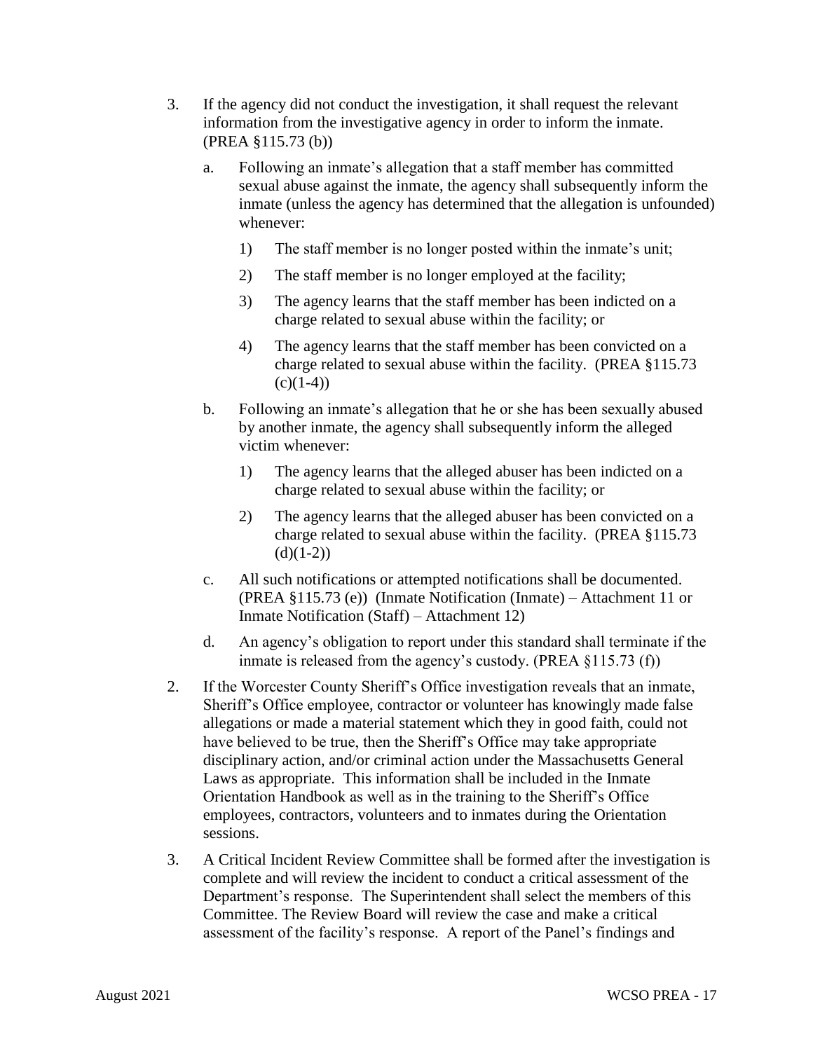3. If the agency did not conduct the investigation, it shall request the relevant information from the investigative agency in order to inform the inmate. (PREA §115.73 (b))

   a. Following an inmate's allegation that a staff member has committed sexual abuse against the inmate, the agency shall subsequently inform the inmate (unless the agency has determined that the allegation is unfounded) whenever:

      1) The staff member is no longer posted within the inmate's unit;

      2) The staff member is no longer employed at the facility;

      3) The agency learns that the staff member has been indicted on a charge related to sexual abuse within the facility; or

      4) The agency learns that the staff member has been convicted on a charge related to sexual abuse within the facility. (PREA §115.73 (c)(1-4))

   b. Following an inmate's allegation that he or she has been sexually abused by another inmate, the agency shall subsequently inform the alleged victim whenever:

      1) The agency learns that the alleged abuser has been indicted on a charge related to sexual abuse within the facility; or

      2) The agency learns that the alleged abuser has been convicted on a charge related to sexual abuse within the facility. (PREA §115.73 (d)(1-2))

   c. All such notifications or attempted notifications shall be documented. (PREA §115.73 (e)) (Inmate Notification (Inmate) – Attachment 11 or Inmate Notification (Staff) – Attachment 12)

   d. An agency's obligation to report under this standard shall terminate if the inmate is released from the agency's custody. (PREA §115.73 (f))

2. If the Worcester County Sheriff's Office investigation reveals that an inmate, Sheriff's Office employee, contractor or volunteer has knowingly made false allegations or made a material statement which they in good faith, could not have believed to be true, then the Sheriff's Office may take appropriate disciplinary action, and/or criminal action under the Massachusetts General Laws as appropriate. This information shall be included in the Inmate Orientation Handbook as well as in the training to the Sheriff's Office employees, contractors, volunteers and to inmates during the Orientation sessions.

3. A Critical Incident Review Committee shall be formed after the investigation is complete and will review the incident to conduct a critical assessment of the Department's response. The Superintendent shall select the members of this Committee. The Review Board will review the case and make a critical assessment of the facility's response. A report of the Panel's findings and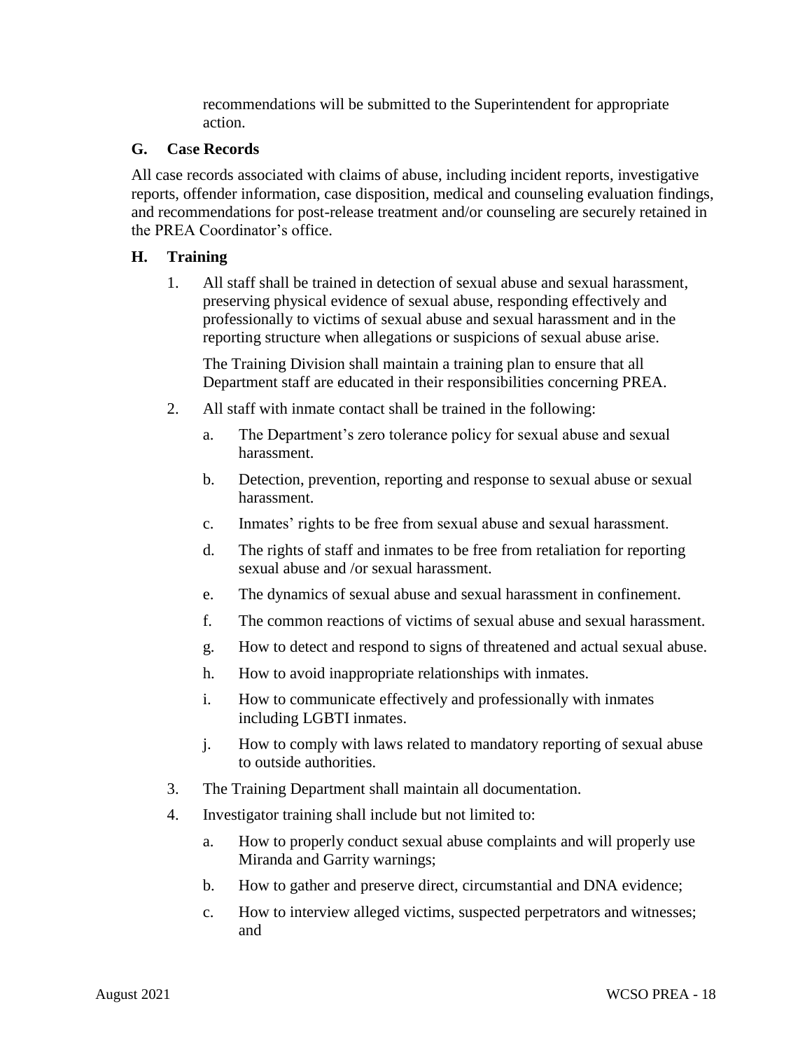recommendations will be submitted to the Superintendent for appropriate action.

### G. Case Records

All case records associated with claims of abuse, including incident reports, investigative reports, offender information, case disposition, medical and counseling evaluation findings, and recommendations for post-release treatment and/or counseling are securely retained in the PREA Coordinator's office.

### H. Training

1. All staff shall be trained in detection of sexual abuse and sexual harassment, preserving physical evidence of sexual abuse, responding effectively and professionally to victims of sexual abuse and sexual harassment and in the reporting structure when allegations or suspicions of sexual abuse arise.

   The Training Division shall maintain a training plan to ensure that all Department staff are educated in their responsibilities concerning PREA.

2. All staff with inmate contact shall be trained in the following:
   a. The Department's zero tolerance policy for sexual abuse and sexual harassment.
   b. Detection, prevention, reporting and response to sexual abuse or sexual harassment.
   c. Inmates' rights to be free from sexual abuse and sexual harassment.
   d. The rights of staff and inmates to be free from retaliation for reporting sexual abuse and /or sexual harassment.
   e. The dynamics of sexual abuse and sexual harassment in confinement.
   f. The common reactions of victims of sexual abuse and sexual harassment.
   g. How to detect and respond to signs of threatened and actual sexual abuse.
   h. How to avoid inappropriate relationships with inmates.
   i. How to communicate effectively and professionally with inmates including LGBTI inmates.
   j. How to comply with laws related to mandatory reporting of sexual abuse to outside authorities.

3. The Training Department shall maintain all documentation.

4. Investigator training shall include but not limited to:
   a. How to properly conduct sexual abuse complaints and will properly use Miranda and Garrity warnings;
   b. How to gather and preserve direct, circumstantial and DNA evidence;
   c. How to interview alleged victims, suspected perpetrators and witnesses; and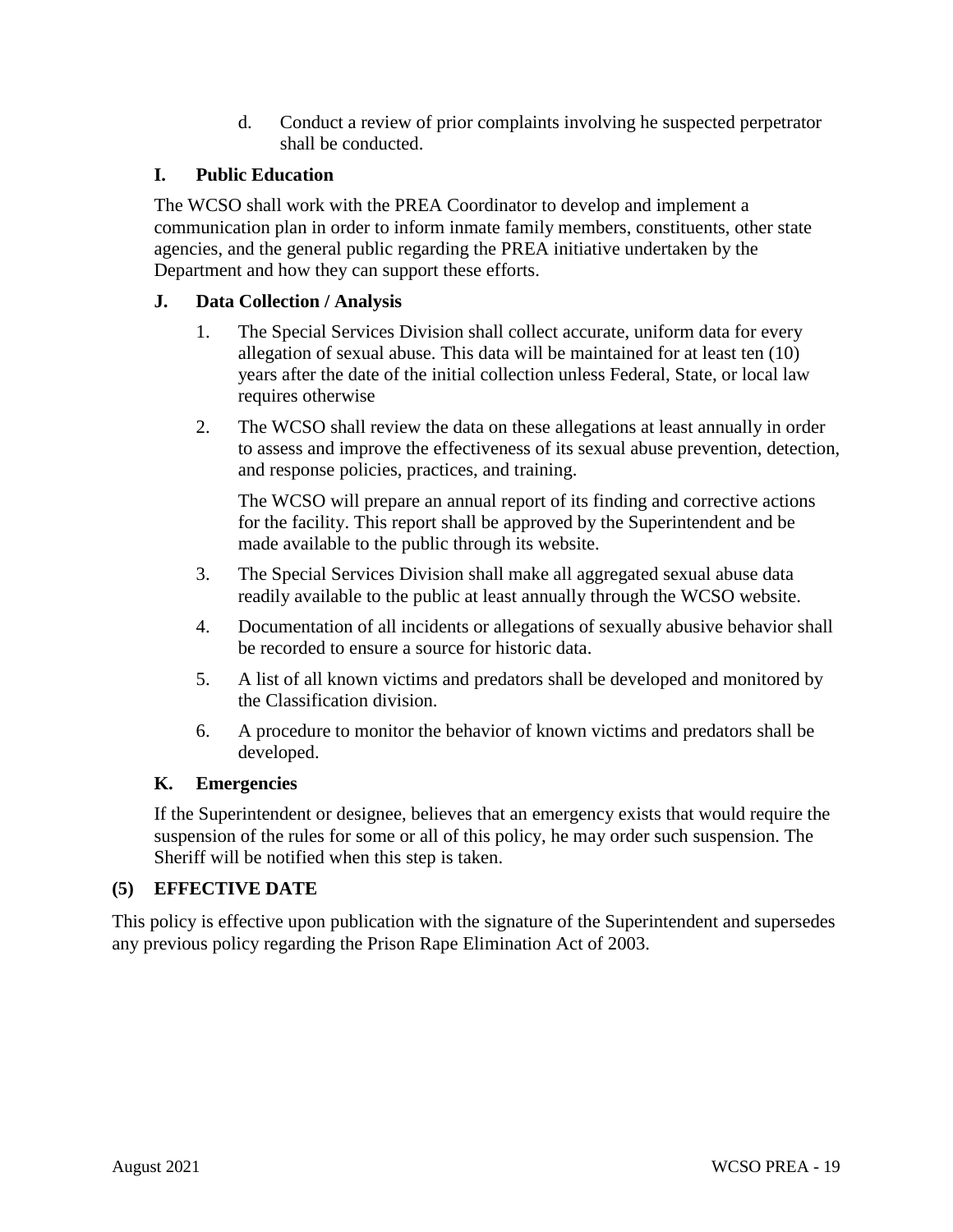d. Conduct a review of prior complaints involving he suspected perpetrator shall be conducted.

### I. Public Education

The WCSO shall work with the PREA Coordinator to develop and implement a communication plan in order to inform inmate family members, constituents, other state agencies, and the general public regarding the PREA initiative undertaken by the Department and how they can support these efforts.

### J. Data Collection / Analysis

1. The Special Services Division shall collect accurate, uniform data for every allegation of sexual abuse. This data will be maintained for at least ten (10) years after the date of the initial collection unless Federal, State, or local law requires otherwise
2. The WCSO shall review the data on these allegations at least annually in order to assess and improve the effectiveness of its sexual abuse prevention, detection, and response policies, practices, and training.

   The WCSO will prepare an annual report of its finding and corrective actions for the facility. This report shall be approved by the Superintendent and be made available to the public through its website.
3. The Special Services Division shall make all aggregated sexual abuse data readily available to the public at least annually through the WCSO website.
4. Documentation of all incidents or allegations of sexually abusive behavior shall be recorded to ensure a source for historic data.
5. A list of all known victims and predators shall be developed and monitored by the Classification division.
6. A procedure to monitor the behavior of known victims and predators shall be developed.

### K. Emergencies

If the Superintendent or designee, believes that an emergency exists that would require the suspension of the rules for some or all of this policy, he may order such suspension. The Sheriff will be notified when this step is taken.

## (5) EFFECTIVE DATE

This policy is effective upon publication with the signature of the Superintendent and supersedes any previous policy regarding the Prison Rape Elimination Act of 2003.